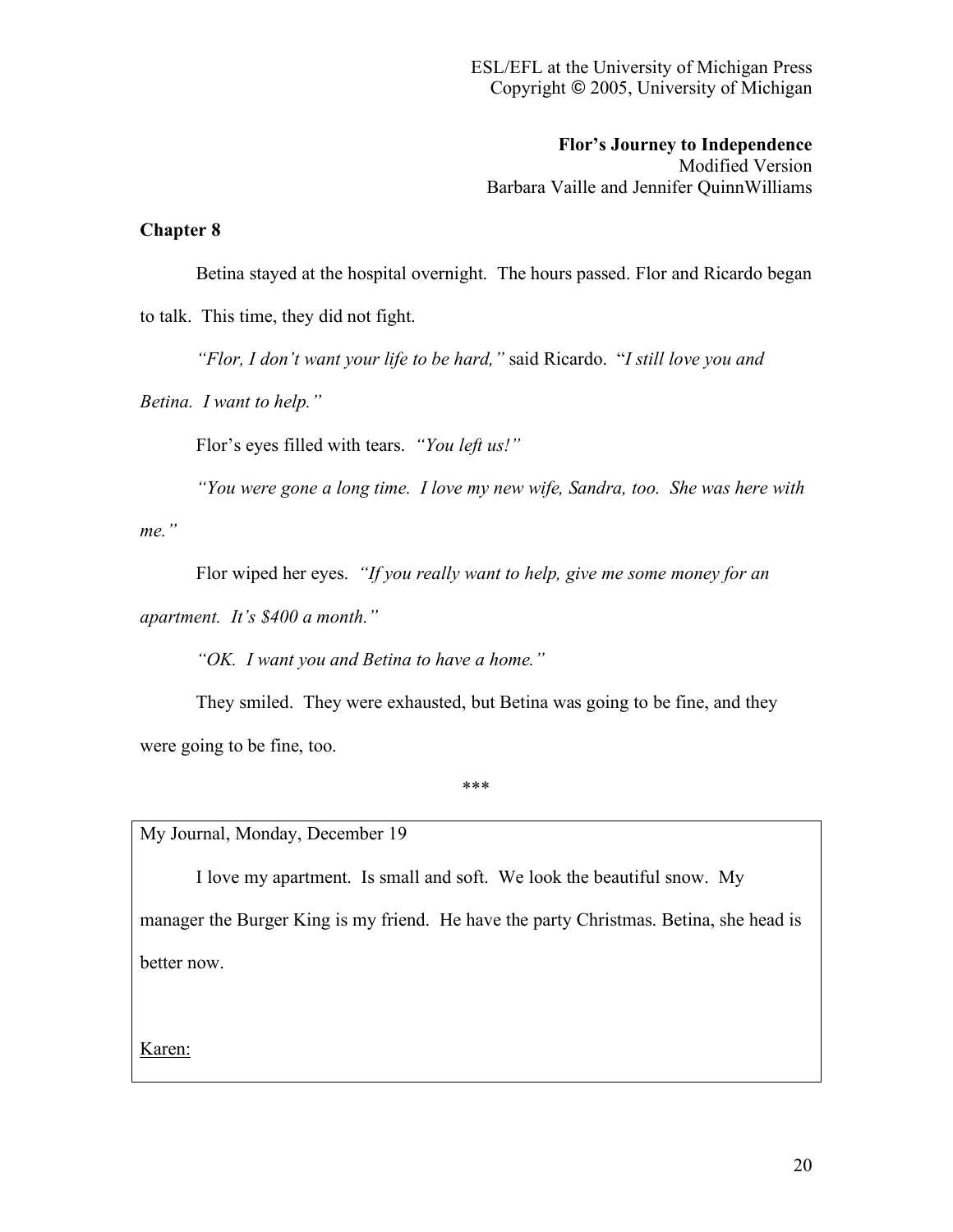ESL/EFL at the University of Michigan Press
Copyright © 2005, University of Michigan

**Flor's Journey to Independence**
Modified Version
Barbara Vaille and Jennifer QuinnWilliams

## Chapter 8

Betina stayed at the hospital overnight. The hours passed. Flor and Ricardo began to talk. This time, they did not fight.

*"Flor, I don't want your life to be hard,"* said Ricardo. "*I still love you and Betina. I want to help."*

Flor's eyes filled with tears. *"You left us!"*

*"You were gone a long time. I love my new wife, Sandra, too. She was here with me."*

Flor wiped her eyes. *"If you really want to help, give me some money for an apartment. It's $400 a month."*

*"OK. I want you and Betina to have a home."*

They smiled. They were exhausted, but Betina was going to be fine, and they were going to be fine, too.

***

My Journal, Monday, December 19

I love my apartment. Is small and soft. We look the beautiful snow. My manager the Burger King is my friend. He have the party Christmas. Betina, she head is better now.

Karen: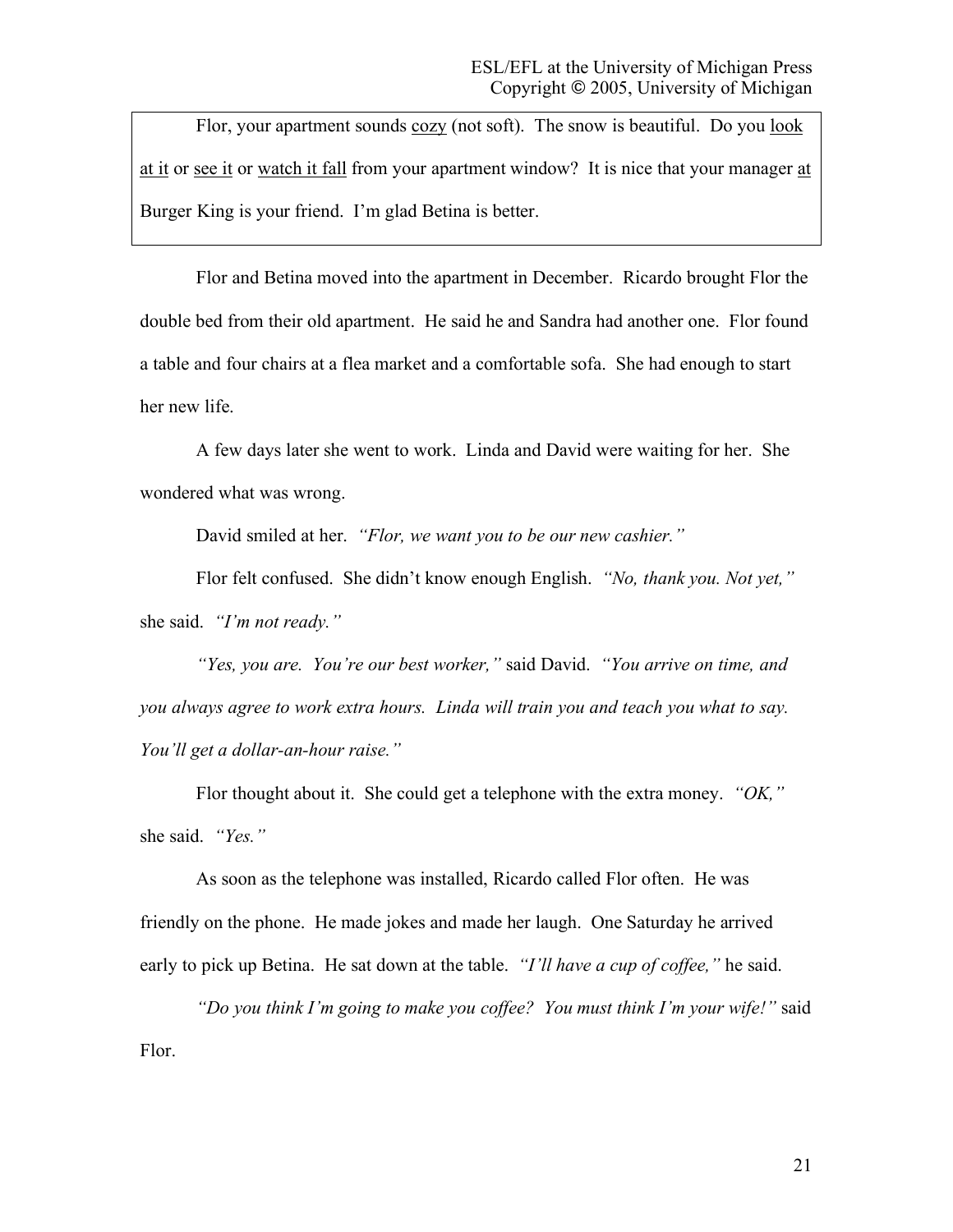> Flor, your apartment sounds <u>cozy</u> (not soft). The snow is beautiful. Do you <u>look at it</u> or <u>see it</u> or <u>watch it fall</u> from your apartment window? It is nice that your manager <u>at</u> Burger King is your friend. I'm glad Betina is better.

Flor and Betina moved into the apartment in December. Ricardo brought Flor the double bed from their old apartment. He said he and Sandra had another one. Flor found a table and four chairs at a flea market and a comfortable sofa. She had enough to start her new life.

A few days later she went to work. Linda and David were waiting for her. She wondered what was wrong.

David smiled at her. *"Flor, we want you to be our new cashier."*

Flor felt confused. She didn't know enough English. *"No, thank you. Not yet,"* she said. *"I'm not ready."*

*"Yes, you are. You're our best worker,"* said David. *"You arrive on time, and you always agree to work extra hours. Linda will train you and teach you what to say. You'll get a dollar-an-hour raise."*

Flor thought about it. She could get a telephone with the extra money. *"OK,"* she said. *"Yes."*

As soon as the telephone was installed, Ricardo called Flor often. He was friendly on the phone. He made jokes and made her laugh. One Saturday he arrived early to pick up Betina. He sat down at the table. *"I'll have a cup of coffee,"* he said.

*"Do you think I'm going to make you coffee? You must think I'm your wife!"* said Flor.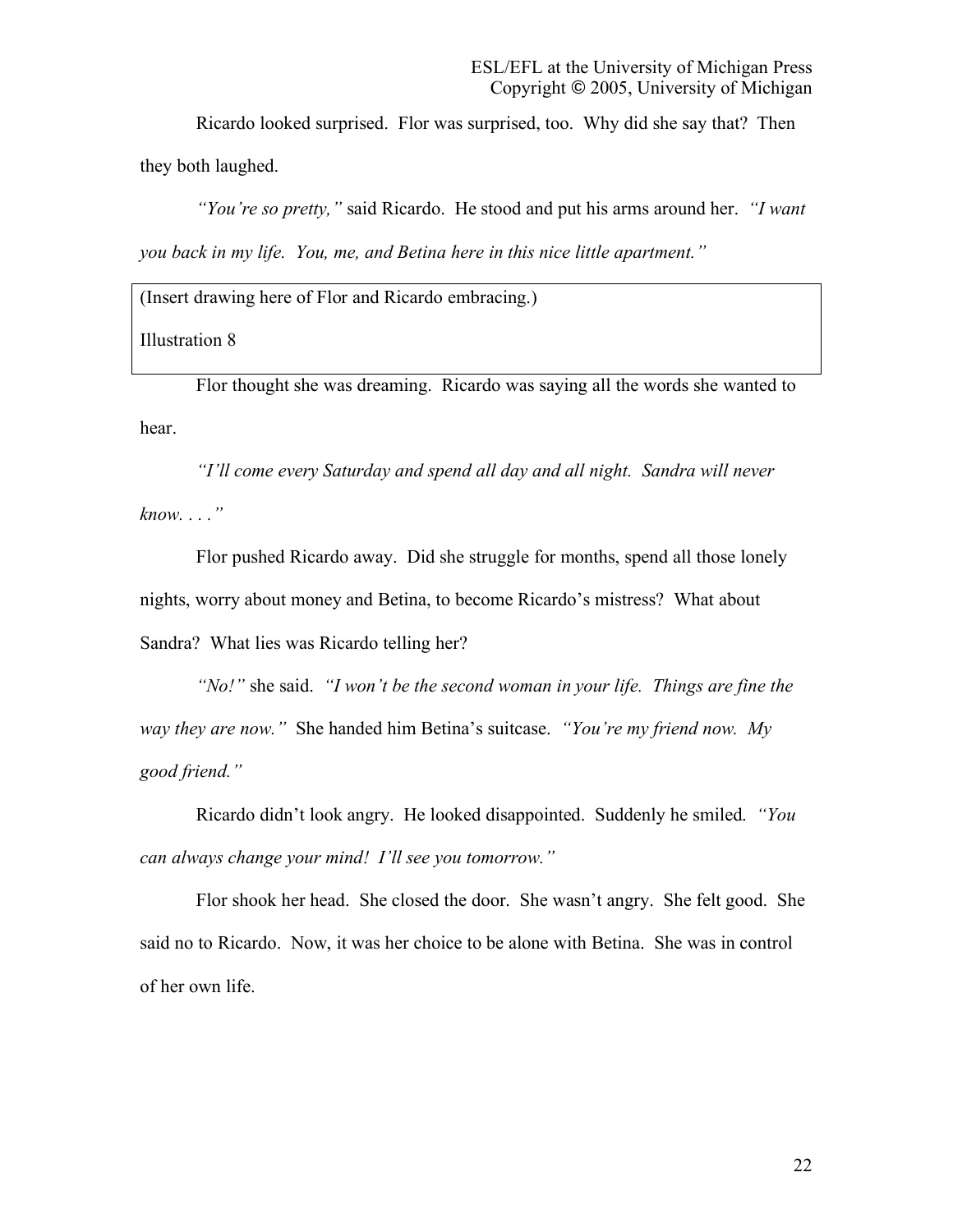Ricardo looked surprised. Flor was surprised, too. Why did she say that? Then they both laughed.

*"You're so pretty,"* said Ricardo. He stood and put his arms around her. *"I want you back in my life. You, me, and Betina here in this nice little apartment."*

(Insert drawing here of Flor and Ricardo embracing.)

Illustration 8

Flor thought she was dreaming. Ricardo was saying all the words she wanted to hear.

*"I'll come every Saturday and spend all day and all night. Sandra will never know. . . ."*

Flor pushed Ricardo away. Did she struggle for months, spend all those lonely nights, worry about money and Betina, to become Ricardo's mistress? What about Sandra? What lies was Ricardo telling her?

*"No!"* she said. *"I won't be the second woman in your life. Things are fine the way they are now."* She handed him Betina's suitcase. *"You're my friend now. My good friend."*

Ricardo didn't look angry. He looked disappointed. Suddenly he smiled. *"You can always change your mind! I'll see you tomorrow."*

Flor shook her head. She closed the door. She wasn't angry. She felt good. She said no to Ricardo. Now, it was her choice to be alone with Betina. She was in control of her own life.